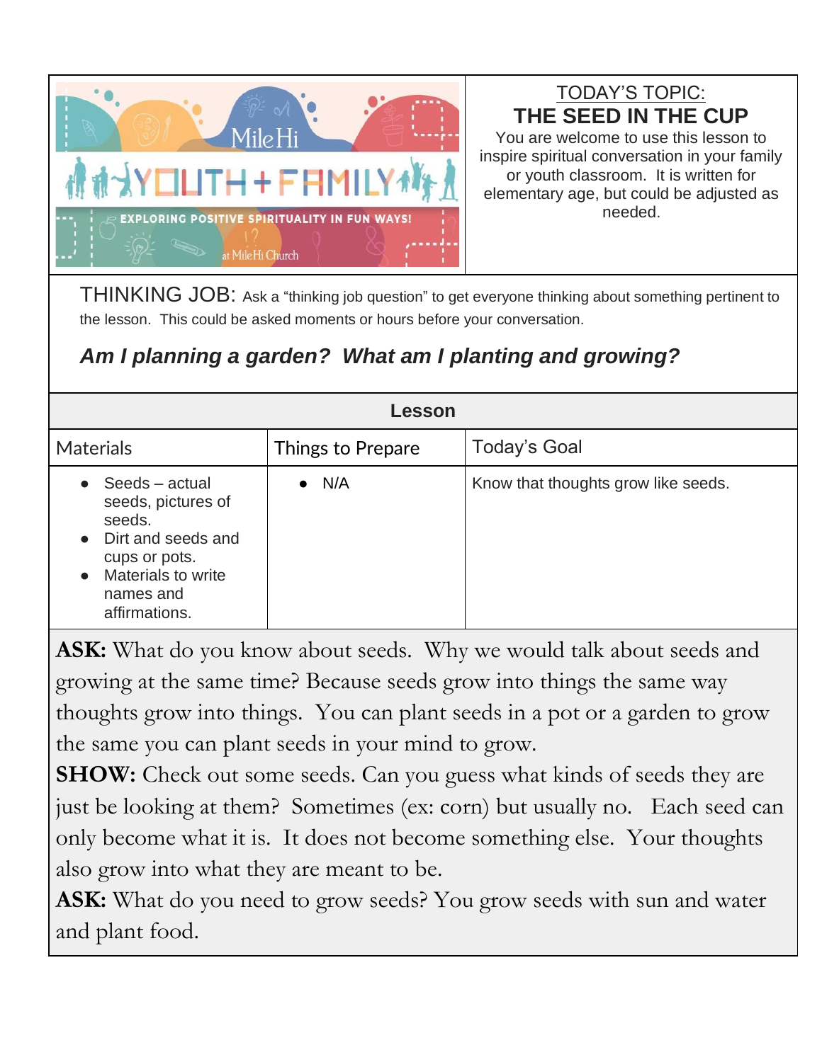MileHi YOUTH + FAMILY

EXPLORING POSITIVE SPIRITUALITY IN FUN WAYS!

at MileHi Church

TODAY'S TOPIC:

## THE SEED IN THE CUP

You are welcome to use this lesson to inspire spiritual conversation in your family or youth classroom. It is written for elementary age, but could be adjusted as needed.

THINKING JOB: Ask a "thinking job question" to get everyone thinking about something pertinent to the lesson. This could be asked moments or hours before your conversation.

***Am I planning a garden? What am I planting and growing?***

### Lesson

| Materials | Things to Prepare | Today's Goal |
|---|---|---|
| • Seeds – actual seeds, pictures of seeds.<br>• Dirt and seeds and cups or pots.<br>• Materials to write names and affirmations. | • N/A | Know that thoughts grow like seeds. |

**ASK:** What do you know about seeds. Why we would talk about seeds and growing at the same time? Because seeds grow into things the same way thoughts grow into things. You can plant seeds in a pot or a garden to grow the same you can plant seeds in your mind to grow.

**SHOW:** Check out some seeds. Can you guess what kinds of seeds they are just be looking at them? Sometimes (ex: corn) but usually no. Each seed can only become what it is. It does not become something else. Your thoughts also grow into what they are meant to be.

**ASK:** What do you need to grow seeds? You grow seeds with sun and water and plant food.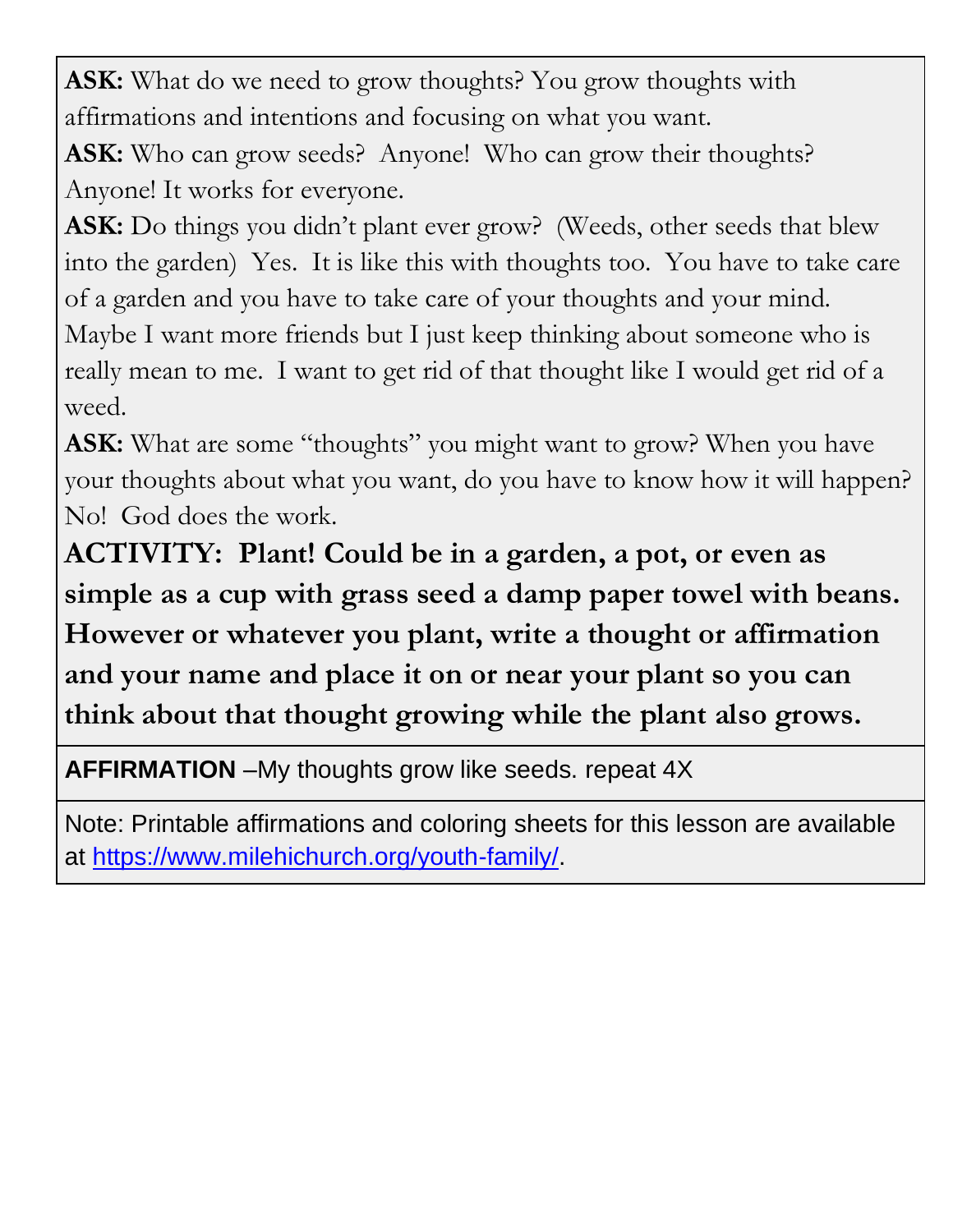**ASK:** What do we need to grow thoughts? You grow thoughts with affirmations and intentions and focusing on what you want.

**ASK:** Who can grow seeds? Anyone! Who can grow their thoughts? Anyone! It works for everyone.

**ASK:** Do things you didn't plant ever grow? (Weeds, other seeds that blew into the garden) Yes. It is like this with thoughts too. You have to take care of a garden and you have to take care of your thoughts and your mind. Maybe I want more friends but I just keep thinking about someone who is really mean to me. I want to get rid of that thought like I would get rid of a weed.

**ASK:** What are some "thoughts" you might want to grow? When you have your thoughts about what you want, do you have to know how it will happen? No! God does the work.

**ACTIVITY: Plant! Could be in a garden, a pot, or even as simple as a cup with grass seed a damp paper towel with beans. However or whatever you plant, write a thought or affirmation and your name and place it on or near your plant so you can think about that thought growing while the plant also grows.**

**AFFIRMATION** –My thoughts grow like seeds. repeat 4X

Note: Printable affirmations and coloring sheets for this lesson are available at https://www.milehichurch.org/youth-family/.